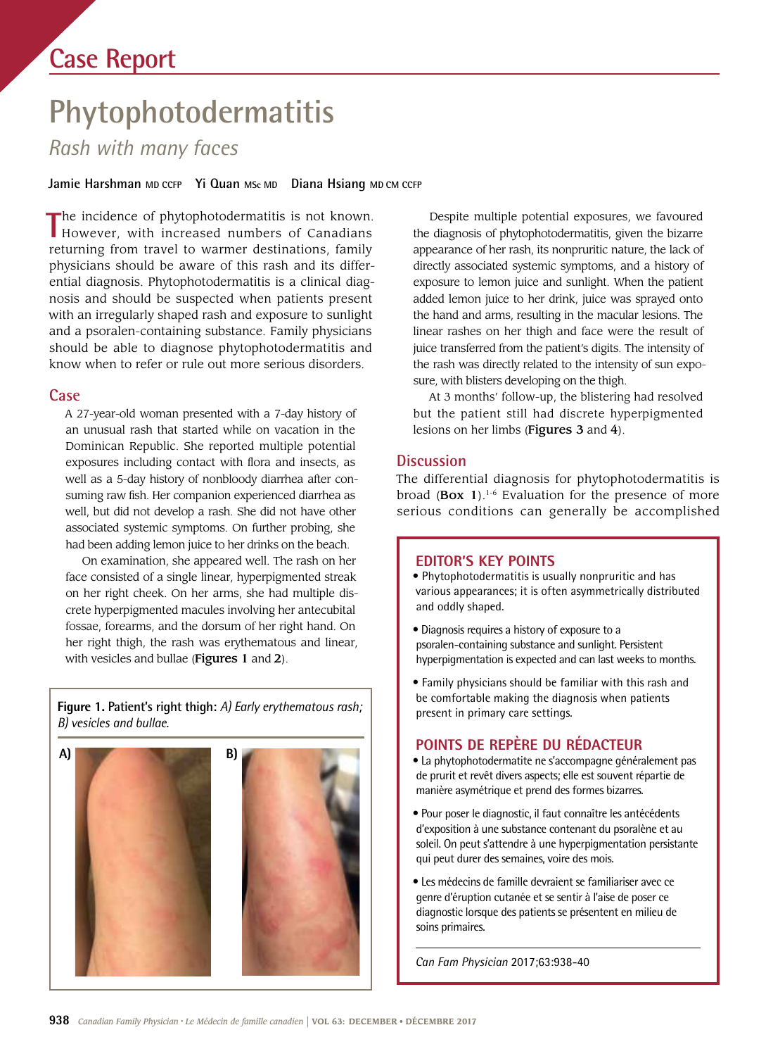# Case Report

# Phytophotodermatitis

## *Rash with many faces*

**Jamie Harshman** MD CCFP **Yi Quan** MSc MD **Diana Hsiang** MD CM CCFP

The incidence of phytophotodermatitis is not known. However, with increased numbers of Canadians returning from travel to warmer destinations, family physicians should be aware of this rash and its differential diagnosis. Phytophotodermatitis is a clinical diagnosis and should be suspected when patients present with an irregularly shaped rash and exposure to sunlight and a psoralen-containing substance. Family physicians should be able to diagnose phytophotodermatitis and know when to refer or rule out more serious disorders.

## Case

A 27-year-old woman presented with a 7-day history of an unusual rash that started while on vacation in the Dominican Republic. She reported multiple potential exposures including contact with flora and insects, as well as a 5-day history of nonbloody diarrhea after consuming raw fish. Her companion experienced diarrhea as well, but did not develop a rash. She did not have other associated systemic symptoms. On further probing, she had been adding lemon juice to her drinks on the beach.

On examination, she appeared well. The rash on her face consisted of a single linear, hyperpigmented streak on her right cheek. On her arms, she had multiple discrete hyperpigmented macules involving her antecubital fossae, forearms, and the dorsum of her right hand. On her right thigh, the rash was erythematous and linear, with vesicles and bullae (**Figures 1** and **2**).

**Figure 1. Patient's right thigh:** *A) Early erythematous rash; B) vesicles and bullae.*

Despite multiple potential exposures, we favoured the diagnosis of phytophotodermatitis, given the bizarre appearance of her rash, its nonpruritic nature, the lack of directly associated systemic symptoms, and a history of exposure to lemon juice and sunlight. When the patient added lemon juice to her drink, juice was sprayed onto the hand and arms, resulting in the macular lesions. The linear rashes on her thigh and face were the result of juice transferred from the patient's digits. The intensity of the rash was directly related to the intensity of sun exposure, with blisters developing on the thigh.

At 3 months' follow-up, the blistering had resolved but the patient still had discrete hyperpigmented lesions on her limbs (**Figures 3** and **4**).

## Discussion

The differential diagnosis for phytophotodermatitis is broad (**Box 1**).[1-6] Evaluation for the presence of more serious conditions can generally be accomplished

---

### EDITOR'S KEY POINTS

- Phytophotodermatitis is usually nonpruritic and has various appearances; it is often asymmetrically distributed and oddly shaped.
- Diagnosis requires a history of exposure to a psoralen-containing substance and sunlight. Persistent hyperpigmentation is expected and can last weeks to months.
- Family physicians should be familiar with this rash and be comfortable making the diagnosis when patients present in primary care settings.

### POINTS DE REPÈRE DU RÉDACTEUR

- La phytophotodermatite ne s'accompagne généralement pas de prurit et revêt divers aspects; elle est souvent répartie de manière asymétrique et prend des formes bizarres.
- Pour poser le diagnostic, il faut connaître les antécédents d'exposition à une substance contenant du psoralène et au soleil. On peut s'attendre à une hyperpigmentation persistante qui peut durer des semaines, voire des mois.
- Les médecins de famille devraient se familiariser avec ce genre d'éruption cutanée et se sentir à l'aise de poser ce diagnostic lorsque des patients se présentent en milieu de soins primaires.

*Can Fam Physician* 2017;63:938-40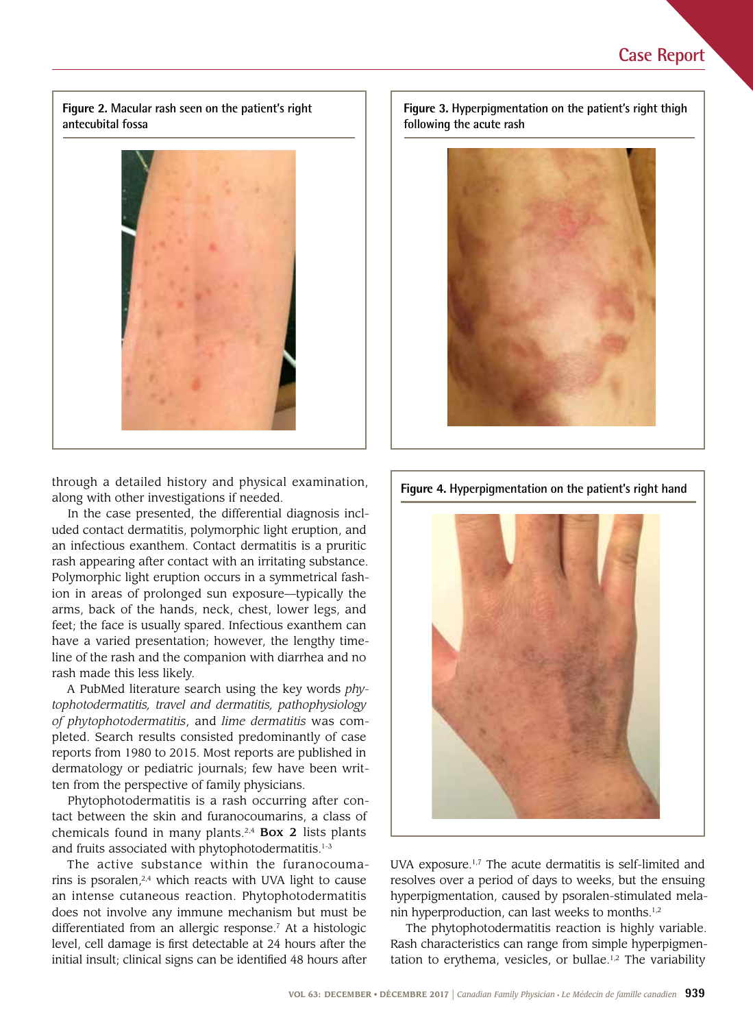Figure 2. Macular rash seen on the patient's right antecubital fossa

Figure 3. Hyperpigmentation on the patient's right thigh following the acute rash

through a detailed history and physical examination, along with other investigations if needed.

In the case presented, the differential diagnosis included contact dermatitis, polymorphic light eruption, and an infectious exanthem. Contact dermatitis is a pruritic rash appearing after contact with an irritating substance. Polymorphic light eruption occurs in a symmetrical fashion in areas of prolonged sun exposure—typically the arms, back of the hands, neck, chest, lower legs, and feet; the face is usually spared. Infectious exanthem can have a varied presentation; however, the lengthy timeline of the rash and the companion with diarrhea and no rash made this less likely.

A PubMed literature search using the key words *phytophotodermatitis, travel and dermatitis, pathophysiology of phytophotodermatitis*, and *lime dermatitis* was completed. Search results consisted predominantly of case reports from 1980 to 2015. Most reports are published in dermatology or pediatric journals; few have been written from the perspective of family physicians.

Phytophotodermatitis is a rash occurring after contact between the skin and furanocoumarins, a class of chemicals found in many plants.[2,4] **Box 2** lists plants and fruits associated with phytophotodermatitis.[1-3]

The active substance within the furanocoumarins is psoralen,[2,4] which reacts with UVA light to cause an intense cutaneous reaction. Phytophotodermatitis does not involve any immune mechanism but must be differentiated from an allergic response.[7] At a histologic level, cell damage is first detectable at 24 hours after the initial insult; clinical signs can be identified 48 hours after UVA exposure.[1,7] The acute dermatitis is self-limited and resolves over a period of days to weeks, but the ensuing hyperpigmentation, caused by psoralen-stimulated melanin hyperproduction, can last weeks to months.[1,2]

Figure 4. Hyperpigmentation on the patient's right hand

The phytophotodermatitis reaction is highly variable. Rash characteristics can range from simple hyperpigmentation to erythema, vesicles, or bullae.[1,2] The variability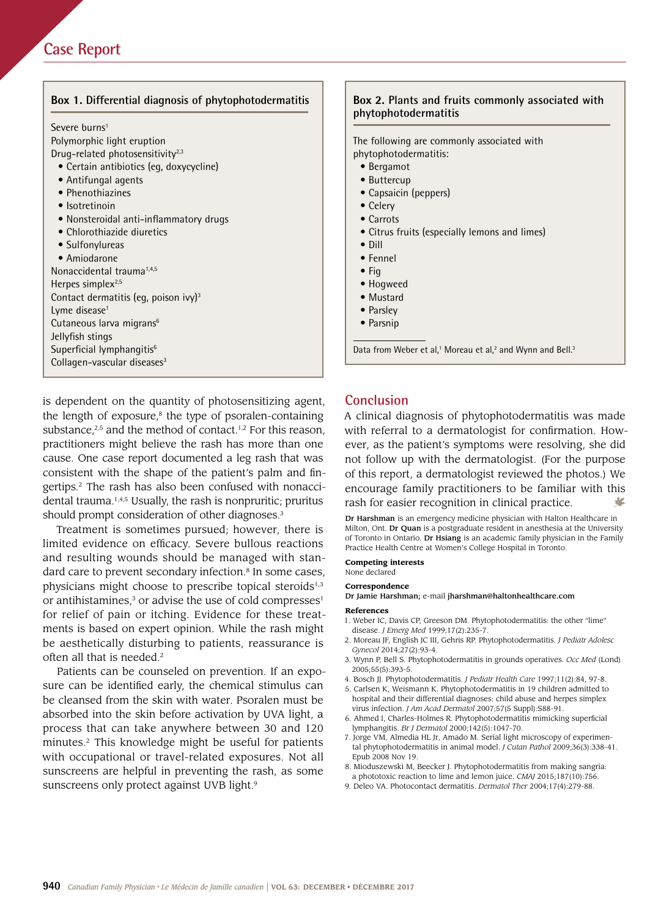## Box 1. Differential diagnosis of phytophotodermatitis

Severe burns[1]
Polymorphic light eruption
Drug-related photosensitivity[2,3]
- Certain antibiotics (eg, doxycycline)
- Antifungal agents
- Phenothiazines
- Isotretinoin
- Nonsteroidal anti-inflammatory drugs
- Chlorothiazide diuretics
- Sulfonylureas
- Amiodarone

Nonaccidental trauma[1,4,5]
Herpes simplex[2,5]
Contact dermatitis (eg, poison ivy)[3]
Lyme disease[1]
Cutaneous larva migrans[6]
Jellyfish stings
Superficial lymphangitis[6]
Collagen-vascular diseases[3]

## Box 2. Plants and fruits commonly associated with phytophotodermatitis

The following are commonly associated with phytophotodermatitis:
- Bergamot
- Buttercup
- Capsaicin (peppers)
- Celery
- Carrots
- Citrus fruits (especially lemons and limes)
- Dill
- Fennel
- Fig
- Hogweed
- Mustard
- Parsley
- Parsnip

Data from Weber et al,[1] Moreau et al,[2] and Wynn and Bell.[3]

is dependent on the quantity of photosensitizing agent, the length of exposure,[8] the type of psoralen-containing substance,[2,5] and the method of contact.[1,2] For this reason, practitioners might believe the rash has more than one cause. One case report documented a leg rash that was consistent with the shape of the patient's palm and fingertips.[2] The rash has also been confused with nonaccidental trauma.[1,4,5] Usually, the rash is nonpruritic; pruritus should prompt consideration of other diagnoses.[3]

Treatment is sometimes pursued; however, there is limited evidence on efficacy. Severe bullous reactions and resulting wounds should be managed with standard care to prevent secondary infection.[8] In some cases, physicians might choose to prescribe topical steroids[1,3] or antihistamines,[3] or advise the use of cold compresses[1] for relief of pain or itching. Evidence for these treatments is based on expert opinion. While the rash might be aesthetically disturbing to patients, reassurance is often all that is needed.[2]

Patients can be counseled on prevention. If an exposure can be identified early, the chemical stimulus can be cleansed from the skin with water. Psoralen must be absorbed into the skin before activation by UVA light, a process that can take anywhere between 30 and 120 minutes.[2] This knowledge might be useful for patients with occupational or travel-related exposures. Not all sunscreens are helpful in preventing the rash, as some sunscreens only protect against UVB light.[9]

## Conclusion

A clinical diagnosis of phytophotodermatitis was made with referral to a dermatologist for confirmation. However, as the patient's symptoms were resolving, she did not follow up with the dermatologist. (For the purpose of this report, a dermatologist reviewed the photos.) We encourage family practitioners to be familiar with this rash for easier recognition in clinical practice.

**Dr Harshman** is an emergency medicine physician with Halton Healthcare in Milton, Ont. **Dr Quan** is a postgraduate resident in anesthesia at the University of Toronto in Ontario. **Dr Hsiang** is an academic family physician in the Family Practice Health Centre at Women's College Hospital in Toronto.

**Competing interests**
None declared

**Correspondence**
**Dr Jamie Harshman;** e-mail **jharshman@haltonhealthcare.com**

**References**

1. Weber IC, Davis CP, Greeson DM. Phytophotodermatitis: the other "lime" disease. *J Emerg Med* 1999;17(2):235-7.
2. Moreau JF, English JC III, Gehris RP. Phytophotodermatitis. *J Pediatr Adolesc Gynecol* 2014;27(2):93-4.
3. Wynn P, Bell S. Phytophotodermatitis in grounds operatives. *Occ Med* (Lond) 2005;55(5):393-5.
4. Bosch JJ. Phytophotodermatitis. *J Pediatr Health Care* 1997;11(2):84, 97-8.
5. Carlsen K, Weismann K. Phytophotodermatitis in 19 children admitted to hospital and their differential diagnoses: child abuse and herpes simplex virus infection. *J Am Acad Dermatol* 2007;57(5 Suppl):S88-91.
6. Ahmed I, Charles-Holmes R. Phytophotodermatitis mimicking superficial lymphangitis. *Br J Dermatol* 2000;142(5):1047-70.
7. Jorge VM, Almedia HL Jr, Amado M. Serial light microscopy of experimental phytophotodermatitis in animal model. *J Cutan Pathol* 2009;36(3):338-41. Epub 2008 Nov 19.
8. Mioduszewski M, Beecker J. Phytophotodermatitis from making sangria: a phototoxic reaction to lime and lemon juice. *CMAJ* 2015;187(10):756.
9. Deleo VA. Photocontact dermatitis. *Dermatol Ther* 2004;17(4):279-88.